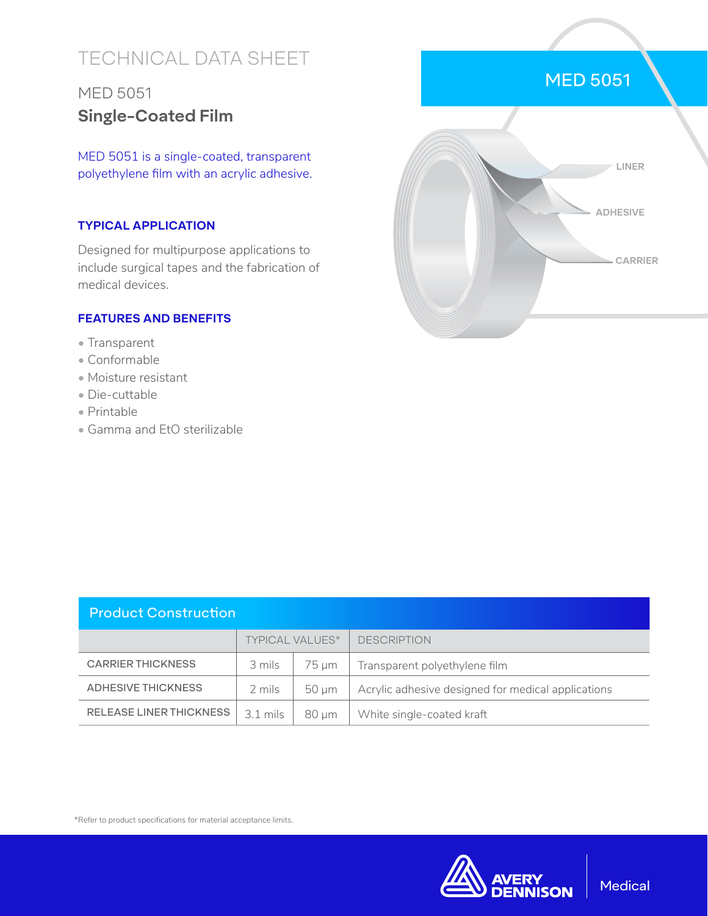# TECHNICAL DATA SHEET

## MED 5051

## **Single-Coated Film**

MED 5051 is a single-coated, transparent polyethylene film with an acrylic adhesive.

### TYPICAL APPLICATION

Designed for multipurpose applications to include surgical tapes and the fabrication of medical devices.

### FEATURES AND BENEFITS

- Transparent
- Conformable
- Moisture resistant
- Die-cuttable
- Printable
- Gamma and EtO sterilizable

MED 5051

LINER

ADHESIVE

CARRIER

## Product Construction

| | TYPICAL VALUES* | | DESCRIPTION |
|---|---|---|---|
| CARRIER THICKNESS | 3 mils | 75 µm | Transparent polyethylene film |
| ADHESIVE THICKNESS | 2 mils | 50 µm | Acrylic adhesive designed for medical applications |
| RELEASE LINER THICKNESS | 3.1 mils | 80 µm | White single-coated kraft |

*Refer to product specifications for material acceptance limits.

AVERY DENNISON Medical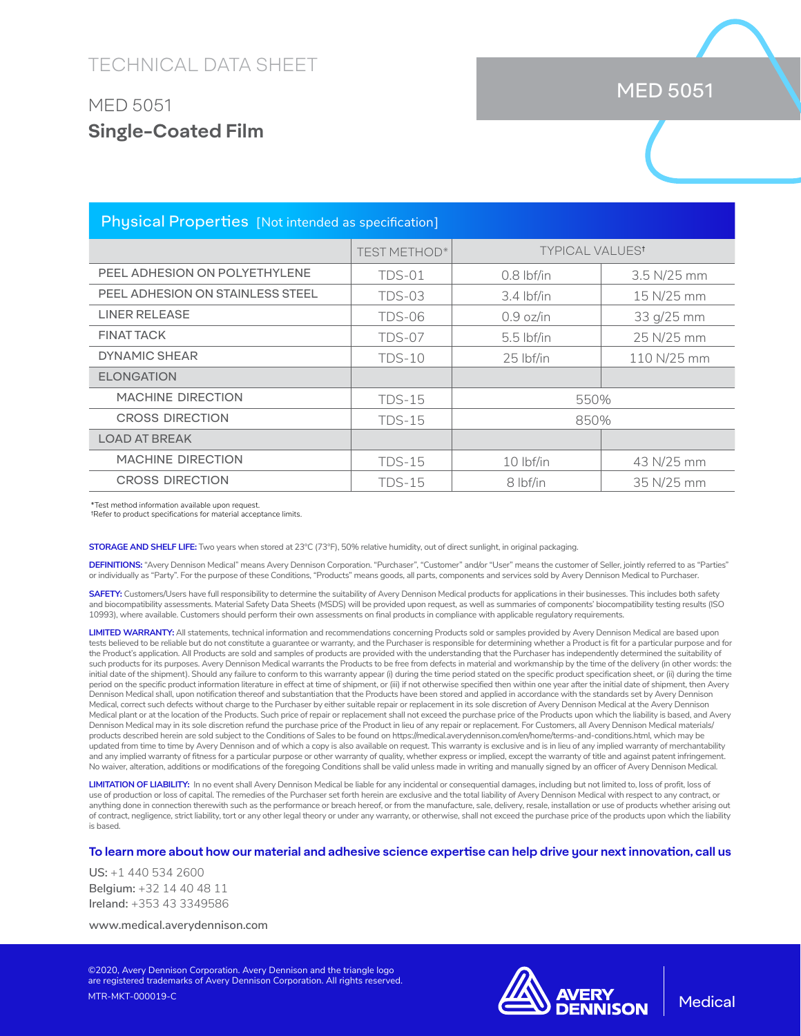TECHNICAL DATA SHEET

MED 5051

# Single-Coated Film

MED 5051

## Physical Properties [Not intended as specification]

| | TEST METHOD* | TYPICAL VALUES† | |
|---|---|---|---|
| PEEL ADHESION ON POLYETHYLENE | TDS-01 | 0.8 lbf/in | 3.5 N/25 mm |
| PEEL ADHESION ON STAINLESS STEEL | TDS-03 | 3.4 lbf/in | 15 N/25 mm |
| LINER RELEASE | TDS-06 | 0.9 oz/in | 33 g/25 mm |
| FINAT TACK | TDS-07 | 5.5 lbf/in | 25 N/25 mm |
| DYNAMIC SHEAR | TDS-10 | 25 lbf/in | 110 N/25 mm |
| ELONGATION | | | |
| MACHINE DIRECTION | TDS-15 | 550% | |
| CROSS DIRECTION | TDS-15 | 850% | |
| LOAD AT BREAK | | | |
| MACHINE DIRECTION | TDS-15 | 10 lbf/in | 43 N/25 mm |
| CROSS DIRECTION | TDS-15 | 8 lbf/in | 35 N/25 mm |

*Test method information available upon request.
†Refer to product specifications for material acceptance limits.

**STORAGE AND SHELF LIFE:** Two years when stored at 23°C (73°F), 50% relative humidity, out of direct sunlight, in original packaging.

**DEFINITIONS:** "Avery Dennison Medical" means Avery Dennison Corporation. "Purchaser", "Customer" and/or "User" means the customer of Seller, jointly referred to as "Parties" or individually as "Party". For the purpose of these Conditions, "Products" means goods, all parts, components and services sold by Avery Dennison Medical to Purchaser.

**SAFETY:** Customers/Users have full responsibility to determine the suitability of Avery Dennison Medical products for applications in their businesses. This includes both safety and biocompatibility assessments. Material Safety Data Sheets (MSDS) will be provided upon request, as well as summaries of components' biocompatibility testing results (ISO 10993), where available. Customers should perform their own assessments on final products in compliance with applicable regulatory requirements.

**LIMITED WARRANTY:** All statements, technical information and recommendations concerning Products sold or samples provided by Avery Dennison Medical are based upon tests believed to be reliable but do not constitute a guarantee or warranty, and the Purchaser is responsible for determining whether a Product is fit for a particular purpose and for the Product's application. All Products are sold and samples of products are provided with the understanding that the Purchaser has independently determined the suitability of such products for its purposes. Avery Dennison Medical warrants the Products to be free from defects in material and workmanship by the time of the delivery (in other words: the initial date of the shipment). Should any failure to conform to this warranty appear (i) during the time period stated on the specific product specification sheet, or (ii) during the time period on the specific product information literature in effect at time of shipment, or (iii) if not otherwise specified then within one year after the initial date of shipment, then Avery Dennison Medical shall, upon notification thereof and substantiation that the Products have been stored and applied in accordance with the standards set by Avery Dennison Medical, correct such defects without charge to the Purchaser by either suitable repair or replacement in its sole discretion of Avery Dennison Medical at the Avery Dennison Medical plant or at the location of the Products. Such price of repair or replacement shall not exceed the purchase price of the Products upon which the liability is based, and Avery Dennison Medical may in its sole discretion refund the purchase price of the Product in lieu of any repair or replacement. For Customers, all Avery Dennison Medical materials/ products described herein are sold subject to the Conditions of Sales to be found on https://medical.averydennison.com/en/home/terms-and-conditions.html, which may be updated from time to time by Avery Dennison and of which a copy is also available on request. This warranty is exclusive and is in lieu of any implied warranty of merchantability and any implied warranty of fitness for a particular purpose or other warranty of quality, whether express or implied, except the warranty of title and against patent infringement. No waiver, alteration, additions or modifications of the foregoing Conditions shall be valid unless made in writing and manually signed by an officer of Avery Dennison Medical.

**LIMITATION OF LIABILITY:** In no event shall Avery Dennison Medical be liable for any incidental or consequential damages, including but not limited to, loss of profit, loss of use of production or loss of capital. The remedies of the Purchaser set forth herein are exclusive and the total liability of Avery Dennison Medical with respect to any contract, or anything done in connection therewith such as the performance or breach hereof, or from the manufacture, sale, delivery, resale, installation or use of products whether arising out of contract, negligence, strict liability, tort or any other legal theory or under any warranty, or otherwise, shall not exceed the purchase price of the products upon which the liability is based.

**To learn more about how our material and adhesive science expertise can help drive your next innovation, call us**

**US:** +1 440 534 2600
**Belgium:** +32 14 40 48 11
**Ireland:** +353 43 3349586

www.medical.averydennison.com

©2020, Avery Dennison Corporation. Avery Dennison and the triangle logo are registered trademarks of Avery Dennison Corporation. All rights reserved.

MTR-MKT-000019-C

AVERY DENNISON Medical